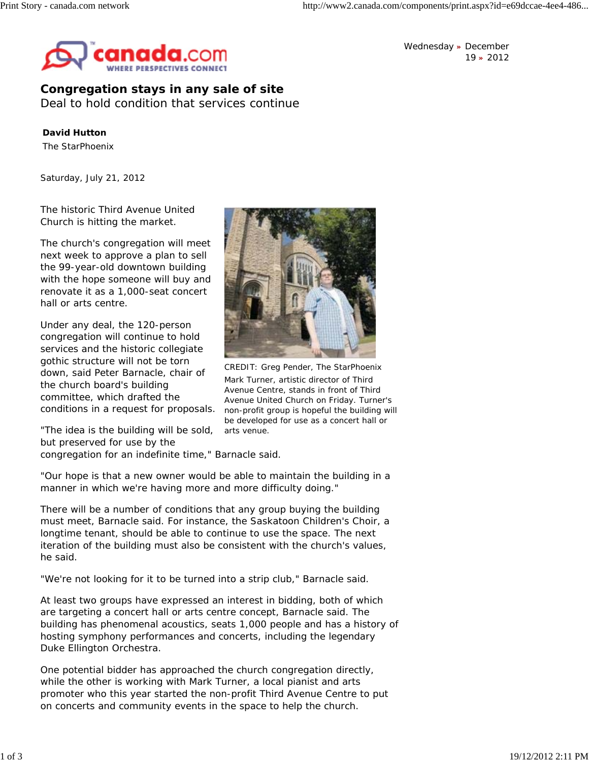Wednesday » December 19 » 2012

# Congregation stays in any sale of site

## Deal to hold condition that services continue

**David Hutton**
The StarPhoenix

Saturday, July 21, 2012

The historic Third Avenue United Church is hitting the market.

The church's congregation will meet next week to approve a plan to sell the 99-year-old downtown building with the hope someone will buy and renovate it as a 1,000-seat concert hall or arts centre.

Under any deal, the 120-person congregation will continue to hold services and the historic collegiate gothic structure will not be torn down, said Peter Barnacle, chair of the church board's building committee, which drafted the conditions in a request for proposals.

CREDIT: Greg Pender, The StarPhoenix

Mark Turner, artistic director of Third Avenue Centre, stands in front of Third Avenue United Church on Friday. Turner's non-profit group is hopeful the building will be developed for use as a concert hall or arts venue.

"The idea is the building will be sold, but preserved for use by the congregation for an indefinite time," Barnacle said.

"Our hope is that a new owner would be able to maintain the building in a manner in which we're having more and more difficulty doing."

There will be a number of conditions that any group buying the building must meet, Barnacle said. For instance, the Saskatoon Children's Choir, a longtime tenant, should be able to continue to use the space. The next iteration of the building must also be consistent with the church's values, he said.

"We're not looking for it to be turned into a strip club," Barnacle said.

At least two groups have expressed an interest in bidding, both of which are targeting a concert hall or arts centre concept, Barnacle said. The building has phenomenal acoustics, seats 1,000 people and has a history of hosting symphony performances and concerts, including the legendary Duke Ellington Orchestra.

One potential bidder has approached the church congregation directly, while the other is working with Mark Turner, a local pianist and arts promoter who this year started the non-profit Third Avenue Centre to put on concerts and community events in the space to help the church.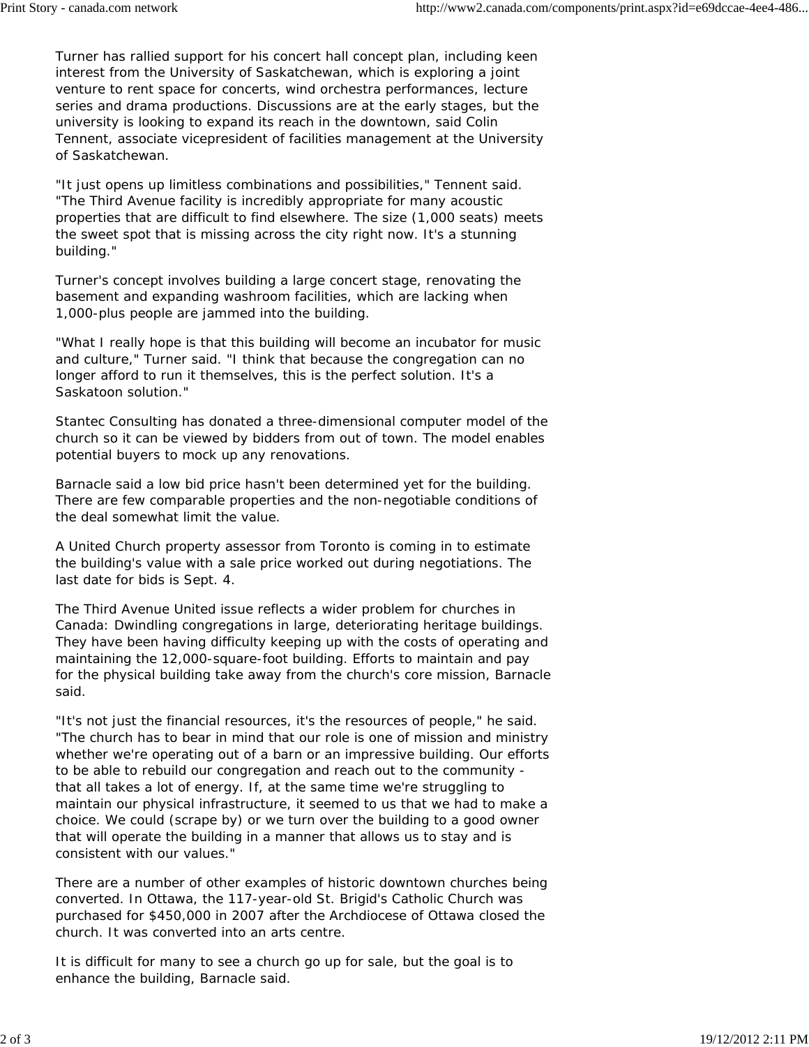Turner has rallied support for his concert hall concept plan, including keen interest from the University of Saskatchewan, which is exploring a joint venture to rent space for concerts, wind orchestra performances, lecture series and drama productions. Discussions are at the early stages, but the university is looking to expand its reach in the downtown, said Colin Tennent, associate vicepresident of facilities management at the University of Saskatchewan.

"It just opens up limitless combinations and possibilities," Tennent said. "The Third Avenue facility is incredibly appropriate for many acoustic properties that are difficult to find elsewhere. The size (1,000 seats) meets the sweet spot that is missing across the city right now. It's a stunning building."

Turner's concept involves building a large concert stage, renovating the basement and expanding washroom facilities, which are lacking when 1,000-plus people are jammed into the building.

"What I really hope is that this building will become an incubator for music and culture," Turner said. "I think that because the congregation can no longer afford to run it themselves, this is the perfect solution. It's a Saskatoon solution."

Stantec Consulting has donated a three-dimensional computer model of the church so it can be viewed by bidders from out of town. The model enables potential buyers to mock up any renovations.

Barnacle said a low bid price hasn't been determined yet for the building. There are few comparable properties and the non-negotiable conditions of the deal somewhat limit the value.

A United Church property assessor from Toronto is coming in to estimate the building's value with a sale price worked out during negotiations. The last date for bids is Sept. 4.

The Third Avenue United issue reflects a wider problem for churches in Canada: Dwindling congregations in large, deteriorating heritage buildings. They have been having difficulty keeping up with the costs of operating and maintaining the 12,000-square-foot building. Efforts to maintain and pay for the physical building take away from the church's core mission, Barnacle said.

"It's not just the financial resources, it's the resources of people," he said. "The church has to bear in mind that our role is one of mission and ministry whether we're operating out of a barn or an impressive building. Our efforts to be able to rebuild our congregation and reach out to the community - that all takes a lot of energy. If, at the same time we're struggling to maintain our physical infrastructure, it seemed to us that we had to make a choice. We could (scrape by) or we turn over the building to a good owner that will operate the building in a manner that allows us to stay and is consistent with our values."

There are a number of other examples of historic downtown churches being converted. In Ottawa, the 117-year-old St. Brigid's Catholic Church was purchased for $450,000 in 2007 after the Archdiocese of Ottawa closed the church. It was converted into an arts centre.

It is difficult for many to see a church go up for sale, but the goal is to enhance the building, Barnacle said.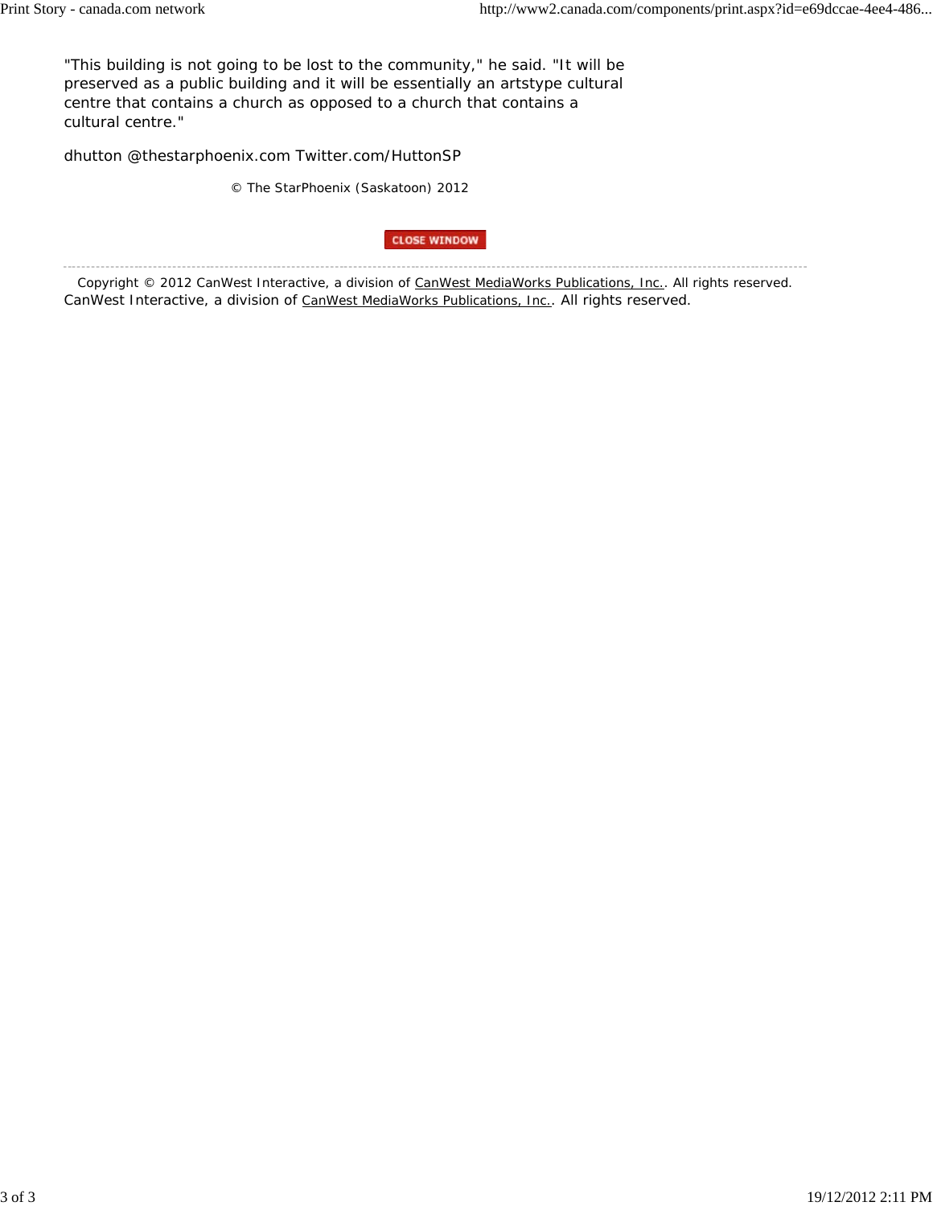"This building is not going to be lost to the community," he said. "It will be preserved as a public building and it will be essentially an artstype cultural centre that contains a church as opposed to a church that contains a cultural centre."

dhutton @thestarphoenix.com Twitter.com/HuttonSP

© The StarPhoenix (Saskatoon) 2012

CLOSE WINDOW

---

Copyright © 2012 CanWest Interactive, a division of CanWest MediaWorks Publications, Inc.. All rights reserved.
CanWest Interactive, a division of CanWest MediaWorks Publications, Inc.. All rights reserved.